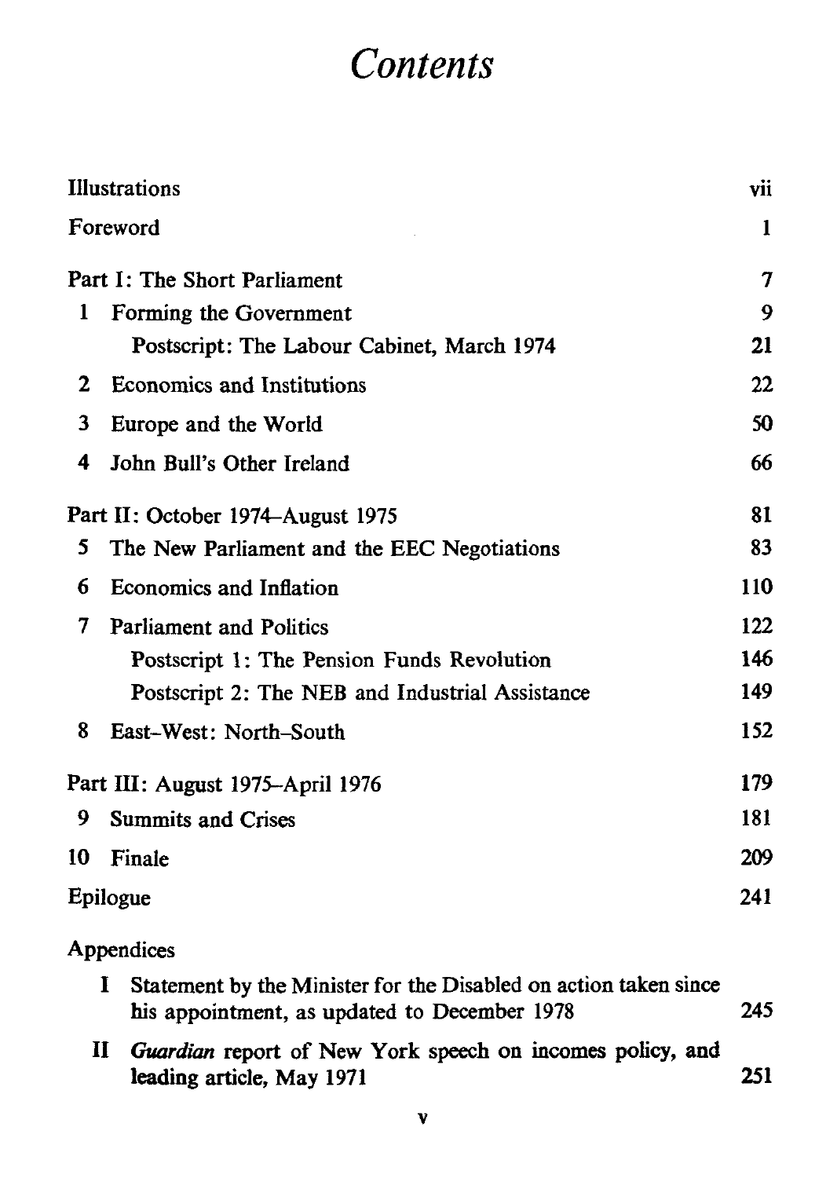# *Contents*

| | |
|---|---|
| Illustrations | vii |
| Foreword | 1 |
| Part I: The Short Parliament | 7 |
| 1 Forming the Government | 9 |
| Postscript: The Labour Cabinet, March 1974 | 21 |
| 2 Economics and Institutions | 22 |
| 3 Europe and the World | 50 |
| 4 John Bull's Other Ireland | 66 |
| Part II: October 1974–August 1975 | 81 |
| 5 The New Parliament and the EEC Negotiations | 83 |
| 6 Economics and Inflation | 110 |
| 7 Parliament and Politics | 122 |
| Postscript 1: The Pension Funds Revolution | 146 |
| Postscript 2: The NEB and Industrial Assistance | 149 |
| 8 East–West: North–South | 152 |
| Part III: August 1975–April 1976 | 179 |
| 9 Summits and Crises | 181 |
| 10 Finale | 209 |
| Epilogue | 241 |
| Appendices | |
| I Statement by the Minister for the Disabled on action taken since his appointment, as updated to December 1978 | 245 |
| II *Guardian* report of New York speech on incomes policy, and leading article, May 1971 | 251 |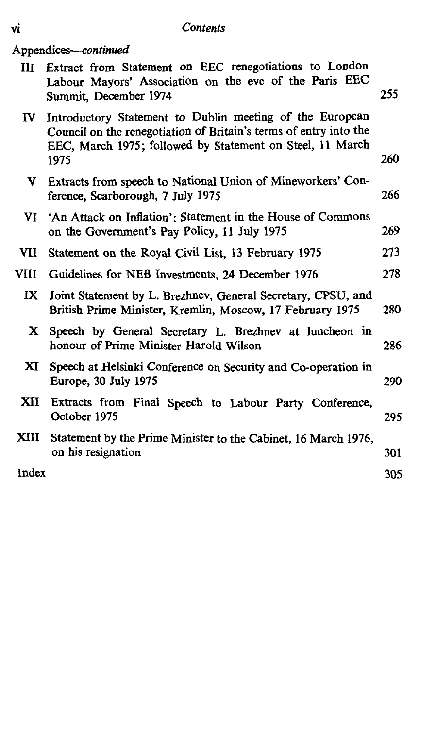Appendices—*continued*

| | | |
|---|---|---|
| III | Extract from Statement on EEC renegotiations to London Labour Mayors' Association on the eve of the Paris EEC Summit, December 1974 | 255 |
| IV | Introductory Statement to Dublin meeting of the European Council on the renegotiation of Britain's terms of entry into the EEC, March 1975; followed by Statement on Steel, 11 March 1975 | 260 |
| V | Extracts from speech to National Union of Mineworkers' Conference, Scarborough, 7 July 1975 | 266 |
| VI | 'An Attack on Inflation': Statement in the House of Commons on the Government's Pay Policy, 11 July 1975 | 269 |
| VII | Statement on the Royal Civil List, 13 February 1975 | 273 |
| VIII | Guidelines for NEB Investments, 24 December 1976 | 278 |
| IX | Joint Statement by L. Brezhnev, General Secretary, CPSU, and British Prime Minister, Kremlin, Moscow, 17 February 1975 | 280 |
| X | Speech by General Secretary L. Brezhnev at luncheon in honour of Prime Minister Harold Wilson | 286 |
| XI | Speech at Helsinki Conference on Security and Co-operation in Europe, 30 July 1975 | 290 |
| XII | Extracts from Final Speech to Labour Party Conference, October 1975 | 295 |
| XIII | Statement by the Prime Minister to the Cabinet, 16 March 1976, on his resignation | 301 |
| Index | | 305 |